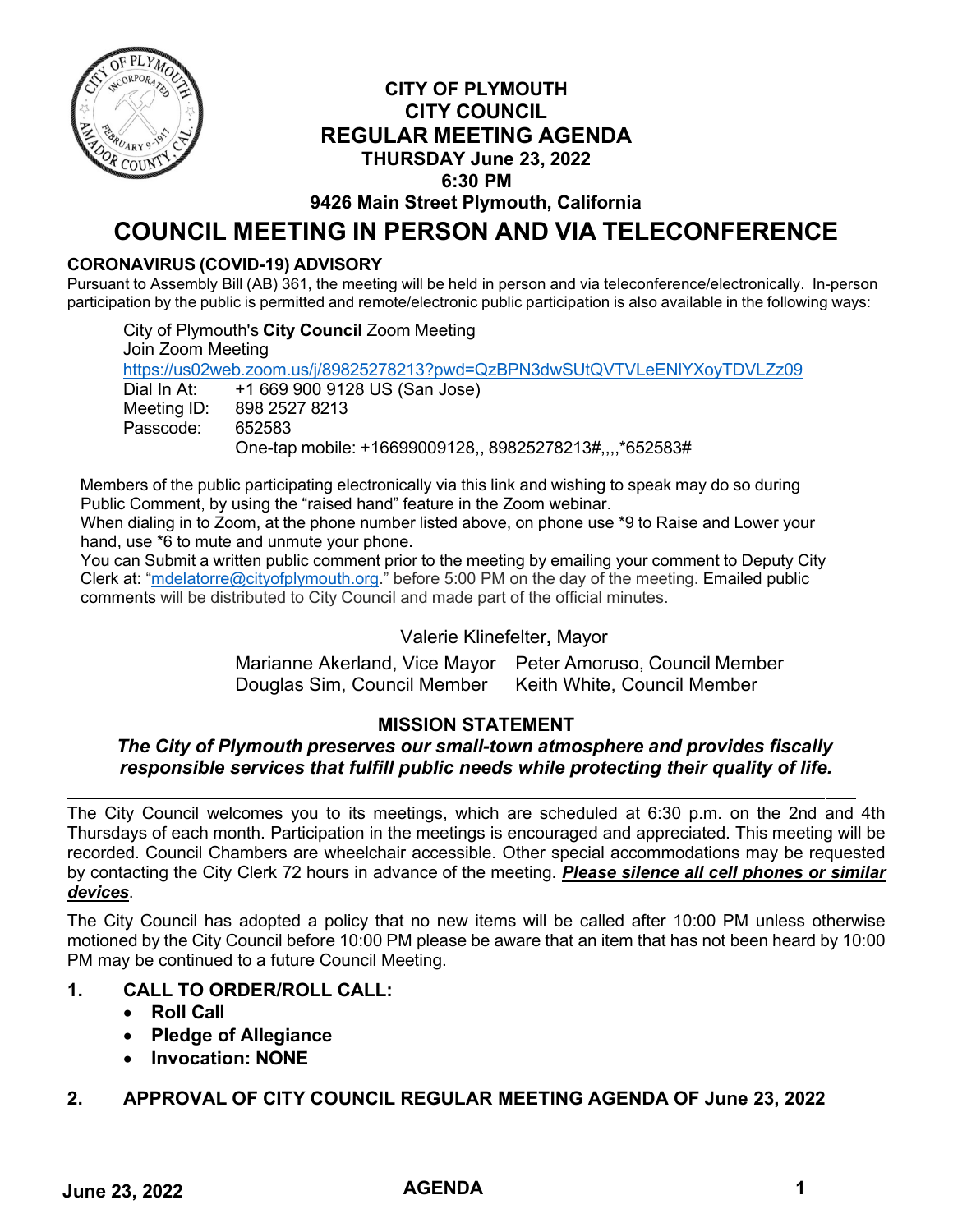# CITY OF PLYMOUTH
# CITY COUNCIL
# REGULAR MEETING AGENDA
### THURSDAY June 23, 2022
### 6:30 PM
### 9426 Main Street Plymouth, California

# COUNCIL MEETING IN PERSON AND VIA TELECONFERENCE

**CORONAVIRUS (COVID-19) ADVISORY**

Pursuant to Assembly Bill (AB) 361, the meeting will be held in person and via teleconference/electronically. In-person participation by the public is permitted and remote/electronic public participation is also available in the following ways:

City of Plymouth's **City Council** Zoom Meeting
Join Zoom Meeting
https://us02web.zoom.us/j/89825278213?pwd=QzBPN3dwSUtQVTVLeENlYXoyTDVLZz09
Dial In At: +1 669 900 9128 US (San Jose)
Meeting ID: 898 2527 8213
Passcode: 652583
One-tap mobile: +16699009128,, 89825278213#,,,,*652583#

Members of the public participating electronically via this link and wishing to speak may do so during Public Comment, by using the "raised hand" feature in the Zoom webinar.
When dialing in to Zoom, at the phone number listed above, on phone use *9 to Raise and Lower your hand, use *6 to mute and unmute your phone.
You can Submit a written public comment prior to the meeting by emailing your comment to Deputy City Clerk at: "mdelatorre@cityofplymouth.org." before 5:00 PM on the day of the meeting. Emailed public comments will be distributed to City Council and made part of the official minutes.

Valerie Klinefelter**,** Mayor

Marianne Akerland, Vice Mayor — Peter Amoruso, Council Member
Douglas Sim, Council Member — Keith White, Council Member

**MISSION STATEMENT**

***The City of Plymouth preserves our small-town atmosphere and provides fiscally responsible services that fulfill public needs while protecting their quality of life.***

---

The City Council welcomes you to its meetings, which are scheduled at 6:30 p.m. on the 2nd and 4th Thursdays of each month. Participation in the meetings is encouraged and appreciated. This meeting will be recorded. Council Chambers are wheelchair accessible. Other special accommodations may be requested by contacting the City Clerk 72 hours in advance of the meeting. ***Please silence all cell phones or similar devices***.

The City Council has adopted a policy that no new items will be called after 10:00 PM unless otherwise motioned by the City Council before 10:00 PM please be aware that an item that has not been heard by 10:00 PM may be continued to a future Council Meeting.

**1. CALL TO ORDER/ROLL CALL:**
- **Roll Call**
- **Pledge of Allegiance**
- **Invocation: NONE**

**2. APPROVAL OF CITY COUNCIL REGULAR MEETING AGENDA OF June 23, 2022**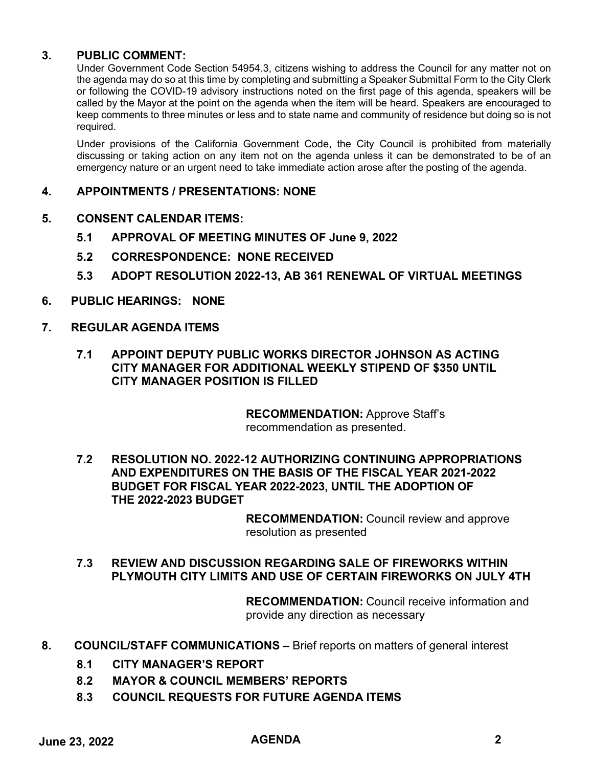## 3. PUBLIC COMMENT:

Under Government Code Section 54954.3, citizens wishing to address the Council for any matter not on the agenda may do so at this time by completing and submitting a Speaker Submittal Form to the City Clerk or following the COVID-19 advisory instructions noted on the first page of this agenda, speakers will be called by the Mayor at the point on the agenda when the item will be heard. Speakers are encouraged to keep comments to three minutes or less and to state name and community of residence but doing so is not required.

Under provisions of the California Government Code, the City Council is prohibited from materially discussing or taking action on any item not on the agenda unless it can be demonstrated to be of an emergency nature or an urgent need to take immediate action arose after the posting of the agenda.

## 4. APPOINTMENTS / PRESENTATIONS: NONE

## 5. CONSENT CALENDAR ITEMS:

### 5.1 APPROVAL OF MEETING MINUTES OF June 9, 2022

### 5.2 CORRESPONDENCE: NONE RECEIVED

### 5.3 ADOPT RESOLUTION 2022-13, AB 361 RENEWAL OF VIRTUAL MEETINGS

## 6. PUBLIC HEARINGS: NONE

## 7. REGULAR AGENDA ITEMS

### 7.1 APPOINT DEPUTY PUBLIC WORKS DIRECTOR JOHNSON AS ACTING CITY MANAGER FOR ADDITIONAL WEEKLY STIPEND OF $350 UNTIL CITY MANAGER POSITION IS FILLED

**RECOMMENDATION:** Approve Staff's recommendation as presented.

### 7.2 RESOLUTION NO. 2022-12 AUTHORIZING CONTINUING APPROPRIATIONS AND EXPENDITURES ON THE BASIS OF THE FISCAL YEAR 2021-2022 BUDGET FOR FISCAL YEAR 2022-2023, UNTIL THE ADOPTION OF THE 2022-2023 BUDGET

**RECOMMENDATION:** Council review and approve resolution as presented

### 7.3 REVIEW AND DISCUSSION REGARDING SALE OF FIREWORKS WITHIN PLYMOUTH CITY LIMITS AND USE OF CERTAIN FIREWORKS ON JULY 4TH

**RECOMMENDATION:** Council receive information and provide any direction as necessary

## 8. COUNCIL/STAFF COMMUNICATIONS – Brief reports on matters of general interest

### 8.1 CITY MANAGER'S REPORT

### 8.2 MAYOR & COUNCIL MEMBERS' REPORTS

### 8.3 COUNCIL REQUESTS FOR FUTURE AGENDA ITEMS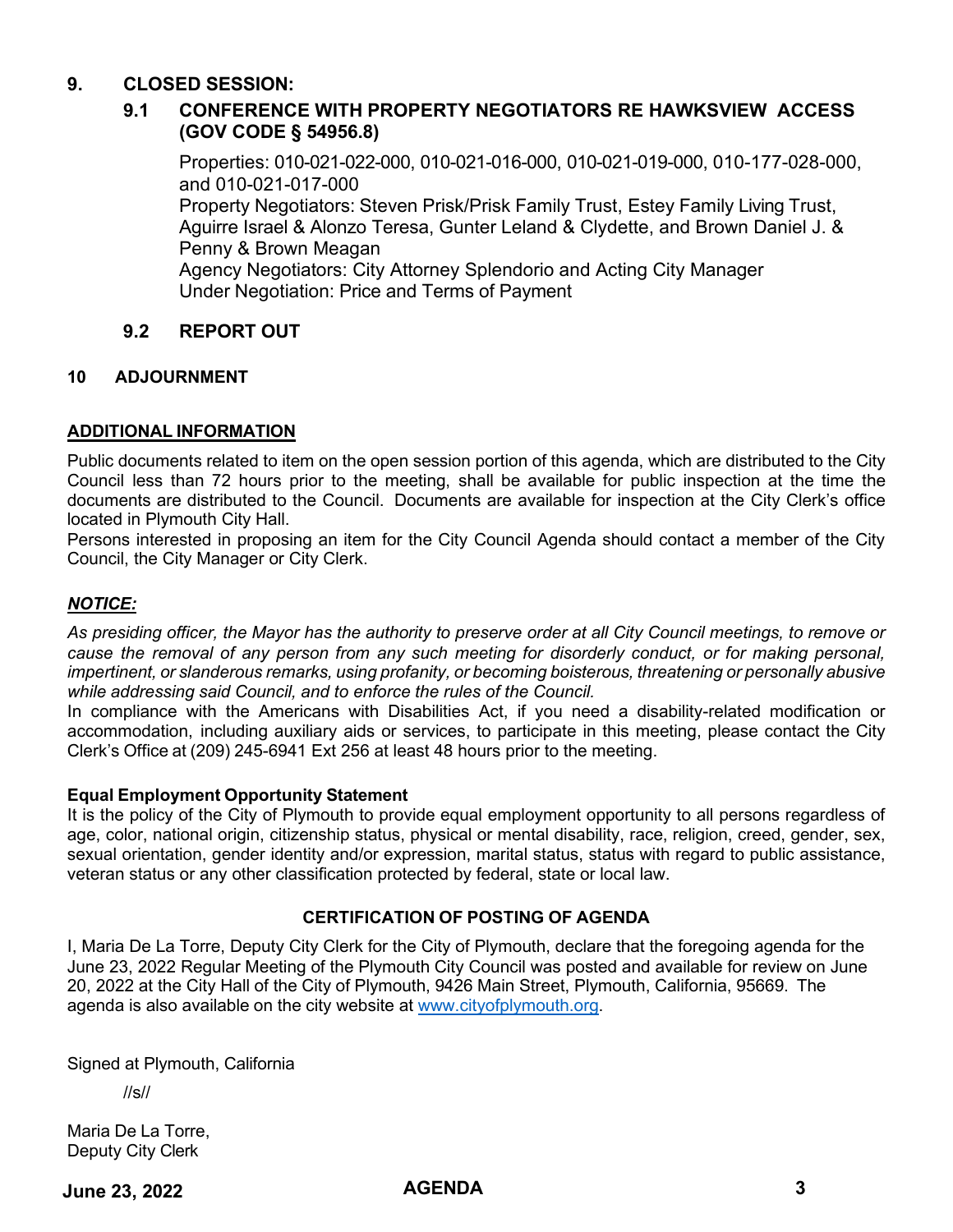## 9. CLOSED SESSION:

### 9.1 CONFERENCE WITH PROPERTY NEGOTIATORS RE HAWKSVIEW ACCESS (GOV CODE § 54956.8)

Properties: 010-021-022-000, 010-021-016-000, 010-021-019-000, 010-177-028-000, and 010-021-017-000
Property Negotiators: Steven Prisk/Prisk Family Trust, Estey Family Living Trust, Aguirre Israel & Alonzo Teresa, Gunter Leland & Clydette, and Brown Daniel J. & Penny & Brown Meagan
Agency Negotiators: City Attorney Splendorio and Acting City Manager
Under Negotiation: Price and Terms of Payment

### 9.2 REPORT OUT

## 10 ADJOURNMENT

**ADDITIONAL INFORMATION**

Public documents related to item on the open session portion of this agenda, which are distributed to the City Council less than 72 hours prior to the meeting, shall be available for public inspection at the time the documents are distributed to the Council. Documents are available for inspection at the City Clerk's office located in Plymouth City Hall.
Persons interested in proposing an item for the City Council Agenda should contact a member of the City Council, the City Manager or City Clerk.

***NOTICE:***

*As presiding officer, the Mayor has the authority to preserve order at all City Council meetings, to remove or cause the removal of any person from any such meeting for disorderly conduct, or for making personal, impertinent, or slanderous remarks, using profanity, or becoming boisterous, threatening or personally abusive while addressing said Council, and to enforce the rules of the Council.*
In compliance with the Americans with Disabilities Act, if you need a disability-related modification or accommodation, including auxiliary aids or services, to participate in this meeting, please contact the City Clerk's Office at (209) 245-6941 Ext 256 at least 48 hours prior to the meeting.

**Equal Employment Opportunity Statement**
It is the policy of the City of Plymouth to provide equal employment opportunity to all persons regardless of age, color, national origin, citizenship status, physical or mental disability, race, religion, creed, gender, sex, sexual orientation, gender identity and/or expression, marital status, status with regard to public assistance, veteran status or any other classification protected by federal, state or local law.

**CERTIFICATION OF POSTING OF AGENDA**

I, Maria De La Torre, Deputy City Clerk for the City of Plymouth, declare that the foregoing agenda for the June 23, 2022 Regular Meeting of the Plymouth City Council was posted and available for review on June 20, 2022 at the City Hall of the City of Plymouth, 9426 Main Street, Plymouth, California, 95669. The agenda is also available on the city website at www.cityofplymouth.org.

Signed at Plymouth, California

//s//

Maria De La Torre,
Deputy City Clerk